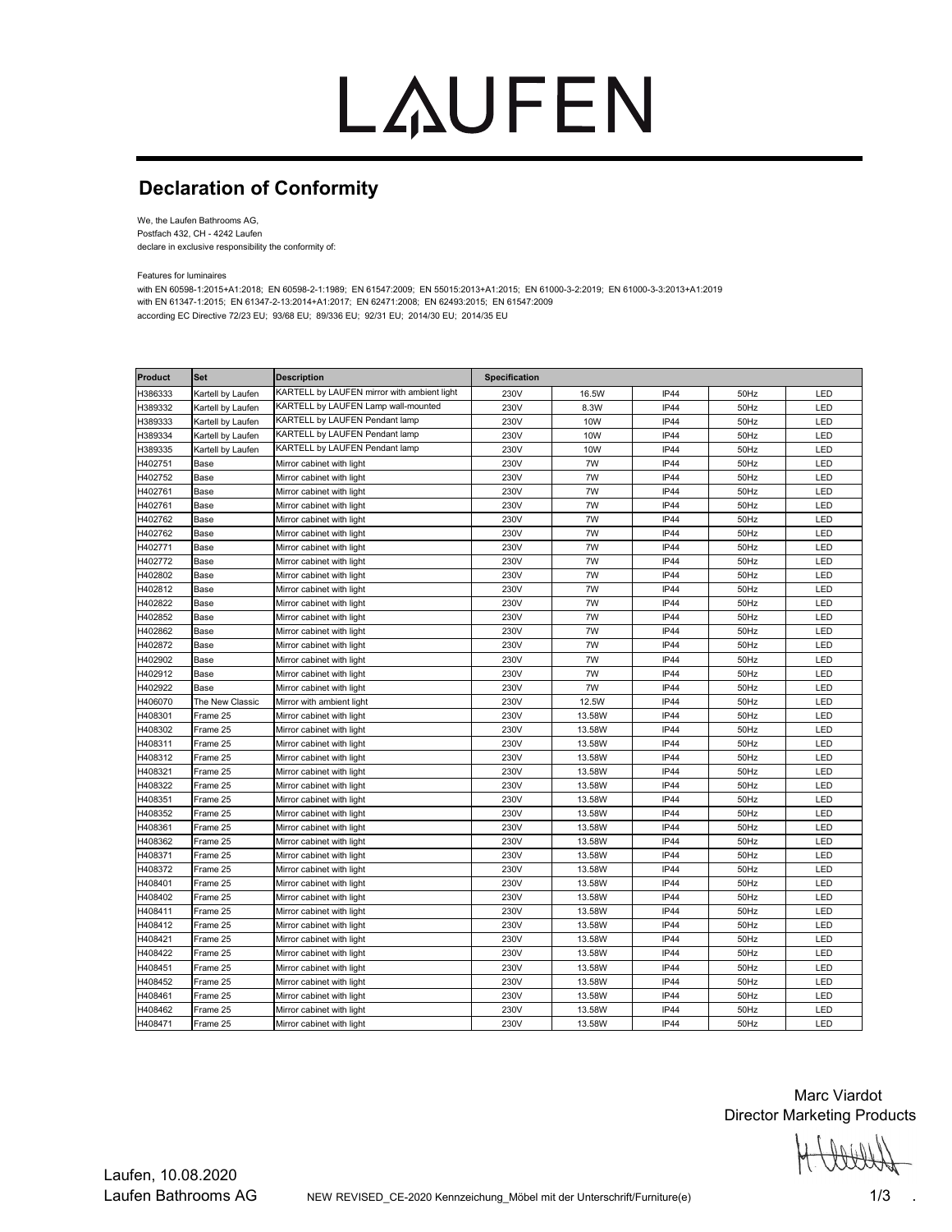# LAUFEN

## Declaration of Conformity

We, the Laufen Bathrooms AG,
Postfach 432, CH - 4242 Laufen
declare in exclusive responsibility the conformity of:

Features for luminaires
with EN 60598-1:2015+A1:2018; EN 60598-2-1:1989; EN 61547:2009; EN 55015:2013+A1:2015; EN 61000-3-2:2019; EN 61000-3-3:2013+A1:2019
with EN 61347-1:2015; EN 61347-2-13:2014+A1:2017; EN 62471:2008; EN 62493:2015; EN 61547:2009
according EC Directive 72/23 EU; 93/68 EU; 89/336 EU; 92/31 EU; 2014/30 EU; 2014/35 EU

| Product | Set | Description | Specification | | | | |
|---|---|---|---|---|---|---|---|
| H386333 | Kartell by Laufen | KARTELL by LAUFEN mirror with ambient light | 230V | 16.5W | IP44 | 50Hz | LED |
| H389332 | Kartell by Laufen | KARTELL by LAUFEN Lamp wall-mounted | 230V | 8.3W | IP44 | 50Hz | LED |
| H389333 | Kartell by Laufen | KARTELL by LAUFEN Pendant lamp | 230V | 10W | IP44 | 50Hz | LED |
| H389334 | Kartell by Laufen | KARTELL by LAUFEN Pendant lamp | 230V | 10W | IP44 | 50Hz | LED |
| H389335 | Kartell by Laufen | KARTELL by LAUFEN Pendant lamp | 230V | 10W | IP44 | 50Hz | LED |
| H402751 | Base | Mirror cabinet with light | 230V | 7W | IP44 | 50Hz | LED |
| H402752 | Base | Mirror cabinet with light | 230V | 7W | IP44 | 50Hz | LED |
| H402761 | Base | Mirror cabinet with light | 230V | 7W | IP44 | 50Hz | LED |
| H402761 | Base | Mirror cabinet with light | 230V | 7W | IP44 | 50Hz | LED |
| H402762 | Base | Mirror cabinet with light | 230V | 7W | IP44 | 50Hz | LED |
| H402762 | Base | Mirror cabinet with light | 230V | 7W | IP44 | 50Hz | LED |
| H402771 | Base | Mirror cabinet with light | 230V | 7W | IP44 | 50Hz | LED |
| H402772 | Base | Mirror cabinet with light | 230V | 7W | IP44 | 50Hz | LED |
| H402802 | Base | Mirror cabinet with light | 230V | 7W | IP44 | 50Hz | LED |
| H402812 | Base | Mirror cabinet with light | 230V | 7W | IP44 | 50Hz | LED |
| H402822 | Base | Mirror cabinet with light | 230V | 7W | IP44 | 50Hz | LED |
| H402852 | Base | Mirror cabinet with light | 230V | 7W | IP44 | 50Hz | LED |
| H402862 | Base | Mirror cabinet with light | 230V | 7W | IP44 | 50Hz | LED |
| H402872 | Base | Mirror cabinet with light | 230V | 7W | IP44 | 50Hz | LED |
| H402902 | Base | Mirror cabinet with light | 230V | 7W | IP44 | 50Hz | LED |
| H402912 | Base | Mirror cabinet with light | 230V | 7W | IP44 | 50Hz | LED |
| H402922 | Base | Mirror cabinet with light | 230V | 7W | IP44 | 50Hz | LED |
| H406070 | The New Classic | Mirror with ambient light | 230V | 12.5W | IP44 | 50Hz | LED |
| H408301 | Frame 25 | Mirror cabinet with light | 230V | 13.58W | IP44 | 50Hz | LED |
| H408302 | Frame 25 | Mirror cabinet with light | 230V | 13.58W | IP44 | 50Hz | LED |
| H408311 | Frame 25 | Mirror cabinet with light | 230V | 13.58W | IP44 | 50Hz | LED |
| H408312 | Frame 25 | Mirror cabinet with light | 230V | 13.58W | IP44 | 50Hz | LED |
| H408321 | Frame 25 | Mirror cabinet with light | 230V | 13.58W | IP44 | 50Hz | LED |
| H408322 | Frame 25 | Mirror cabinet with light | 230V | 13.58W | IP44 | 50Hz | LED |
| H408351 | Frame 25 | Mirror cabinet with light | 230V | 13.58W | IP44 | 50Hz | LED |
| H408352 | Frame 25 | Mirror cabinet with light | 230V | 13.58W | IP44 | 50Hz | LED |
| H408361 | Frame 25 | Mirror cabinet with light | 230V | 13.58W | IP44 | 50Hz | LED |
| H408362 | Frame 25 | Mirror cabinet with light | 230V | 13.58W | IP44 | 50Hz | LED |
| H408371 | Frame 25 | Mirror cabinet with light | 230V | 13.58W | IP44 | 50Hz | LED |
| H408372 | Frame 25 | Mirror cabinet with light | 230V | 13.58W | IP44 | 50Hz | LED |
| H408401 | Frame 25 | Mirror cabinet with light | 230V | 13.58W | IP44 | 50Hz | LED |
| H408402 | Frame 25 | Mirror cabinet with light | 230V | 13.58W | IP44 | 50Hz | LED |
| H408411 | Frame 25 | Mirror cabinet with light | 230V | 13.58W | IP44 | 50Hz | LED |
| H408412 | Frame 25 | Mirror cabinet with light | 230V | 13.58W | IP44 | 50Hz | LED |
| H408421 | Frame 25 | Mirror cabinet with light | 230V | 13.58W | IP44 | 50Hz | LED |
| H408422 | Frame 25 | Mirror cabinet with light | 230V | 13.58W | IP44 | 50Hz | LED |
| H408451 | Frame 25 | Mirror cabinet with light | 230V | 13.58W | IP44 | 50Hz | LED |
| H408452 | Frame 25 | Mirror cabinet with light | 230V | 13.58W | IP44 | 50Hz | LED |
| H408461 | Frame 25 | Mirror cabinet with light | 230V | 13.58W | IP44 | 50Hz | LED |
| H408462 | Frame 25 | Mirror cabinet with light | 230V | 13.58W | IP44 | 50Hz | LED |
| H408471 | Frame 25 | Mirror cabinet with light | 230V | 13.58W | IP44 | 50Hz | LED |

Marc Viardot
Director Marketing Products

Laufen, 10.08.2020
Laufen Bathrooms AG

NEW REVISED_CE-2020 Kennzeichung_Möbel mit der Unterschrift/Furniture(e)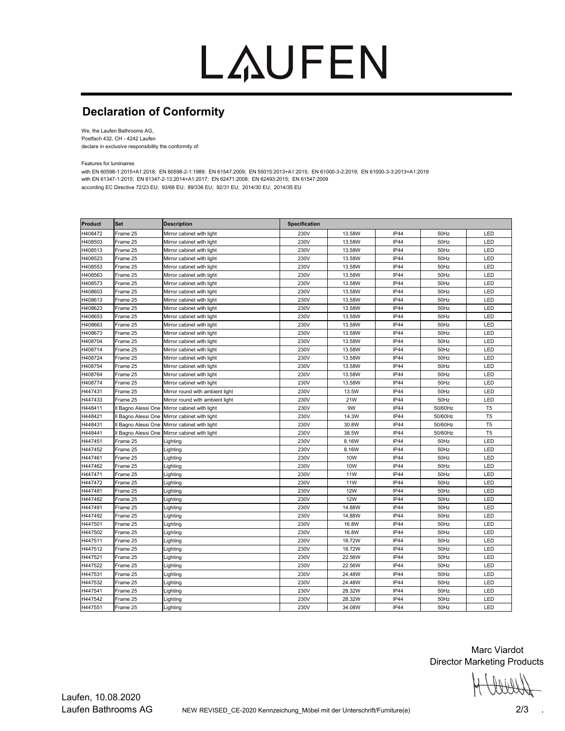# LAUFEN

## Declaration of Conformity

We, the Laufen Bathrooms AG,
Postfach 432, CH - 4242 Laufen
declare in exclusive responsibility the conformity of:

Features for luminaires
with EN 60598-1:2015+A1:2018; EN 60598-2-1:1989; EN 61547:2009; EN 55015:2013+A1:2015; EN 61000-3-2:2019; EN 61000-3-3:2013+A1:2019
with EN 61347-1:2015; EN 61347-2-13:2014+A1:2017; EN 62471:2008; EN 62493:2015; EN 61547:2009
according EC Directive 72/23 EU; 93/68 EU; 89/336 EU; 92/31 EU; 2014/30 EU; 2014/35 EU

| Product | Set | Description | Specification | | | | |
|---|---|---|---|---|---|---|---|
| H408472 | Frame 25 | Mirror cabinet with light | 230V | 13.58W | IP44 | 50Hz | LED |
| H408503 | Frame 25 | Mirror cabinet with light | 230V | 13.58W | IP44 | 50Hz | LED |
| H408513 | Frame 25 | Mirror cabinet with light | 230V | 13.58W | IP44 | 50Hz | LED |
| H408523 | Frame 25 | Mirror cabinet with light | 230V | 13.58W | IP44 | 50Hz | LED |
| H408553 | Frame 25 | Mirror cabinet with light | 230V | 13.58W | IP44 | 50Hz | LED |
| H408563 | Frame 25 | Mirror cabinet with light | 230V | 13.58W | IP44 | 50Hz | LED |
| H408573 | Frame 25 | Mirror cabinet with light | 230V | 13.58W | IP44 | 50Hz | LED |
| H408603 | Frame 25 | Mirror cabinet with light | 230V | 13.58W | IP44 | 50Hz | LED |
| H408613 | Frame 25 | Mirror cabinet with light | 230V | 13.58W | IP44 | 50Hz | LED |
| H408623 | Frame 25 | Mirror cabinet with light | 230V | 13.58W | IP44 | 50Hz | LED |
| H408653 | Frame 25 | Mirror cabinet with light | 230V | 13.58W | IP44 | 50Hz | LED |
| H408663 | Frame 25 | Mirror cabinet with light | 230V | 13.58W | IP44 | 50Hz | LED |
| H408673 | Frame 25 | Mirror cabinet with light | 230V | 13.58W | IP44 | 50Hz | LED |
| H408704 | Frame 25 | Mirror cabinet with light | 230V | 13.58W | IP44 | 50Hz | LED |
| H408714 | Frame 25 | Mirror cabinet with light | 230V | 13.58W | IP44 | 50Hz | LED |
| H408724 | Frame 25 | Mirror cabinet with light | 230V | 13.58W | IP44 | 50Hz | LED |
| H408754 | Frame 25 | Mirror cabinet with light | 230V | 13.58W | IP44 | 50Hz | LED |
| H408764 | Frame 25 | Mirror cabinet with light | 230V | 13.58W | IP44 | 50Hz | LED |
| H408774 | Frame 25 | Mirror cabinet with light | 230V | 13.58W | IP44 | 50Hz | LED |
| H447431 | Frame 25 | Mirror round with ambient light | 230V | 13.5W | IP44 | 50Hz | LED |
| H447433 | Frame 25 | Mirror round with ambient light | 230V | 21W | IP44 | 50Hz | LED |
| H448411 | Il Bagno Alessi One | Mirror cabinet with light | 230V | 9W | IP44 | 50/60Hz | T5 |
| H448421 | Il Bagno Alessi One | Mirror cabinet with light | 230V | 14.3W | IP44 | 50/60Hz | T5 |
| H448431 | Il Bagno Alessi One | Mirror cabinet with light | 230V | 30.8W | IP44 | 50/60Hz | T5 |
| H448441 | Il Bagno Alessi One | Mirror cabinet with light | 230V | 38.5W | IP44 | 50/60Hz | T5 |
| H447451 | Frame 25 | Lighting | 230V | 8.16W | IP44 | 50Hz | LED |
| H447452 | Frame 25 | Lighting | 230V | 8.16W | IP44 | 50Hz | LED |
| H447461 | Frame 25 | Lighting | 230V | 10W | IP44 | 50Hz | LED |
| H447462 | Frame 25 | Lighting | 230V | 10W | IP44 | 50Hz | LED |
| H447471 | Frame 25 | Lighting | 230V | 11W | IP44 | 50Hz | LED |
| H447472 | Frame 25 | Lighting | 230V | 11W | IP44 | 50Hz | LED |
| H447481 | Frame 25 | Lighting | 230V | 12W | IP44 | 50Hz | LED |
| H447482 | Frame 25 | Lighting | 230V | 12W | IP44 | 50Hz | LED |
| H447491 | Frame 25 | Lighting | 230V | 14.88W | IP44 | 50Hz | LED |
| H447492 | Frame 25 | Lighting | 230V | 14.88W | IP44 | 50Hz | LED |
| H447501 | Frame 25 | Lighting | 230V | 16.8W | IP44 | 50Hz | LED |
| H447502 | Frame 25 | Lighting | 230V | 16.8W | IP44 | 50Hz | LED |
| H447511 | Frame 25 | Lighting | 230V | 18.72W | IP44 | 50Hz | LED |
| H447512 | Frame 25 | Lighting | 230V | 18.72W | IP44 | 50Hz | LED |
| H447521 | Frame 25 | Lighting | 230V | 22.56W | IP44 | 50Hz | LED |
| H447522 | Frame 25 | Lighting | 230V | 22.56W | IP44 | 50Hz | LED |
| H447531 | Frame 25 | Lighting | 230V | 24.48W | IP44 | 50Hz | LED |
| H447532 | Frame 25 | Lighting | 230V | 24.48W | IP44 | 50Hz | LED |
| H447541 | Frame 25 | Lighting | 230V | 28.32W | IP44 | 50Hz | LED |
| H447542 | Frame 25 | Lighting | 230V | 28.32W | IP44 | 50Hz | LED |
| H447551 | Frame 25 | Lighting | 230V | 34.08W | IP44 | 50Hz | LED |

Marc Viardot
Director Marketing Products

Laufen, 10.08.2020
Laufen Bathrooms AG

NEW REVISED_CE-2020 Kennzeichung_Möbel mit der Unterschrift/Furniture(e)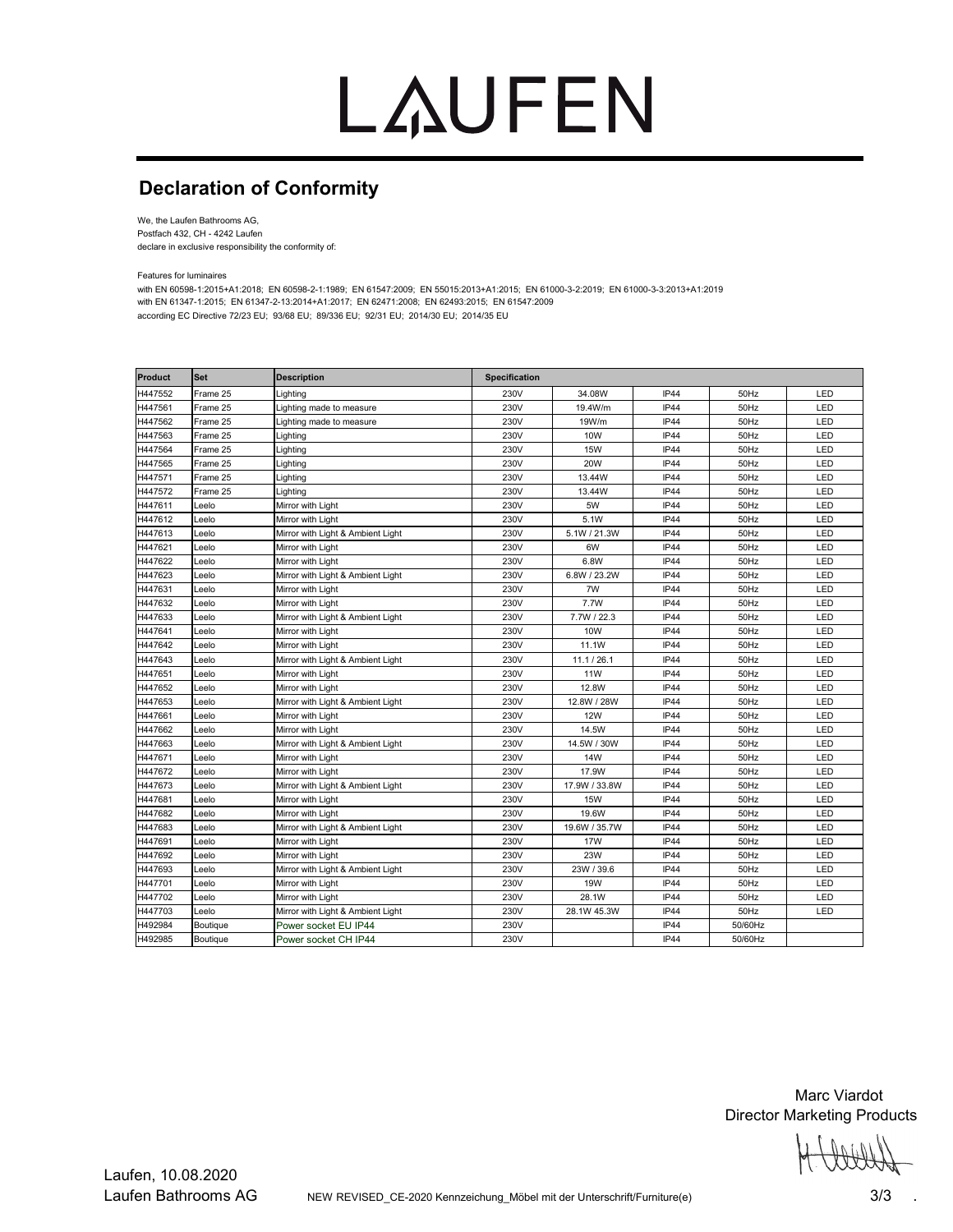# LAUFEN

## Declaration of Conformity

We, the Laufen Bathrooms AG,
Postfach 432, CH - 4242 Laufen
declare in exclusive responsibility the conformity of:

Features for luminaires
with EN 60598-1:2015+A1:2018; EN 60598-2-1:1989; EN 61547:2009; EN 55015:2013+A1:2015; EN 61000-3-2:2019; EN 61000-3-3:2013+A1:2019
with EN 61347-1:2015; EN 61347-2-13:2014+A1:2017; EN 62471:2008; EN 62493:2015; EN 61547:2009
according EC Directive 72/23 EU; 93/68 EU; 89/336 EU; 92/31 EU; 2014/30 EU; 2014/35 EU

| Product | Set | Description | Specification | | | | |
|---|---|---|---|---|---|---|---|
| H447552 | Frame 25 | Lighting | 230V | 34.08W | IP44 | 50Hz | LED |
| H447561 | Frame 25 | Lighting made to measure | 230V | 19.4W/m | IP44 | 50Hz | LED |
| H447562 | Frame 25 | Lighting made to measure | 230V | 19W/m | IP44 | 50Hz | LED |
| H447563 | Frame 25 | Lighting | 230V | 10W | IP44 | 50Hz | LED |
| H447564 | Frame 25 | Lighting | 230V | 15W | IP44 | 50Hz | LED |
| H447565 | Frame 25 | Lighting | 230V | 20W | IP44 | 50Hz | LED |
| H447571 | Frame 25 | Lighting | 230V | 13.44W | IP44 | 50Hz | LED |
| H447572 | Frame 25 | Lighting | 230V | 13.44W | IP44 | 50Hz | LED |
| H447611 | Leelo | Mirror with Light | 230V | 5W | IP44 | 50Hz | LED |
| H447612 | Leelo | Mirror with Light | 230V | 5.1W | IP44 | 50Hz | LED |
| H447613 | Leelo | Mirror with Light & Ambient Light | 230V | 5.1W / 21.3W | IP44 | 50Hz | LED |
| H447621 | Leelo | Mirror with Light | 230V | 6W | IP44 | 50Hz | LED |
| H447622 | Leelo | Mirror with Light | 230V | 6.8W | IP44 | 50Hz | LED |
| H447623 | Leelo | Mirror with Light & Ambient Light | 230V | 6.8W / 23.2W | IP44 | 50Hz | LED |
| H447631 | Leelo | Mirror with Light | 230V | 7W | IP44 | 50Hz | LED |
| H447632 | Leelo | Mirror with Light | 230V | 7.7W | IP44 | 50Hz | LED |
| H447633 | Leelo | Mirror with Light & Ambient Light | 230V | 7.7W / 22.3 | IP44 | 50Hz | LED |
| H447641 | Leelo | Mirror with Light | 230V | 10W | IP44 | 50Hz | LED |
| H447642 | Leelo | Mirror with Light | 230V | 11.1W | IP44 | 50Hz | LED |
| H447643 | Leelo | Mirror with Light & Ambient Light | 230V | 11.1 / 26.1 | IP44 | 50Hz | LED |
| H447651 | Leelo | Mirror with Light | 230V | 11W | IP44 | 50Hz | LED |
| H447652 | Leelo | Mirror with Light | 230V | 12.8W | IP44 | 50Hz | LED |
| H447653 | Leelo | Mirror with Light & Ambient Light | 230V | 12.8W / 28W | IP44 | 50Hz | LED |
| H447661 | Leelo | Mirror with Light | 230V | 12W | IP44 | 50Hz | LED |
| H447662 | Leelo | Mirror with Light | 230V | 14.5W | IP44 | 50Hz | LED |
| H447663 | Leelo | Mirror with Light & Ambient Light | 230V | 14.5W / 30W | IP44 | 50Hz | LED |
| H447671 | Leelo | Mirror with Light | 230V | 14W | IP44 | 50Hz | LED |
| H447672 | Leelo | Mirror with Light | 230V | 17.9W | IP44 | 50Hz | LED |
| H447673 | Leelo | Mirror with Light & Ambient Light | 230V | 17.9W / 33.8W | IP44 | 50Hz | LED |
| H447681 | Leelo | Mirror with Light | 230V | 15W | IP44 | 50Hz | LED |
| H447682 | Leelo | Mirror with Light | 230V | 19.6W | IP44 | 50Hz | LED |
| H447683 | Leelo | Mirror with Light & Ambient Light | 230V | 19.6W / 35.7W | IP44 | 50Hz | LED |
| H447691 | Leelo | Mirror with Light | 230V | 17W | IP44 | 50Hz | LED |
| H447692 | Leelo | Mirror with Light | 230V | 23W | IP44 | 50Hz | LED |
| H447693 | Leelo | Mirror with Light & Ambient Light | 230V | 23W / 39.6 | IP44 | 50Hz | LED |
| H447701 | Leelo | Mirror with Light | 230V | 19W | IP44 | 50Hz | LED |
| H447702 | Leelo | Mirror with Light | 230V | 28.1W | IP44 | 50Hz | LED |
| H447703 | Leelo | Mirror with Light & Ambient Light | 230V | 28.1W 45.3W | IP44 | 50Hz | LED |
| H492984 | Boutique | Power socket EU IP44 | 230V | | IP44 | 50/60Hz | |
| H492985 | Boutique | Power socket CH IP44 | 230V | | IP44 | 50/60Hz | |

Marc Viardot
Director Marketing Products

Laufen, 10.08.2020
Laufen Bathrooms AG

NEW REVISED_CE-2020 Kennzeichung_Möbel mit der Unterschrift/Furniture(e)